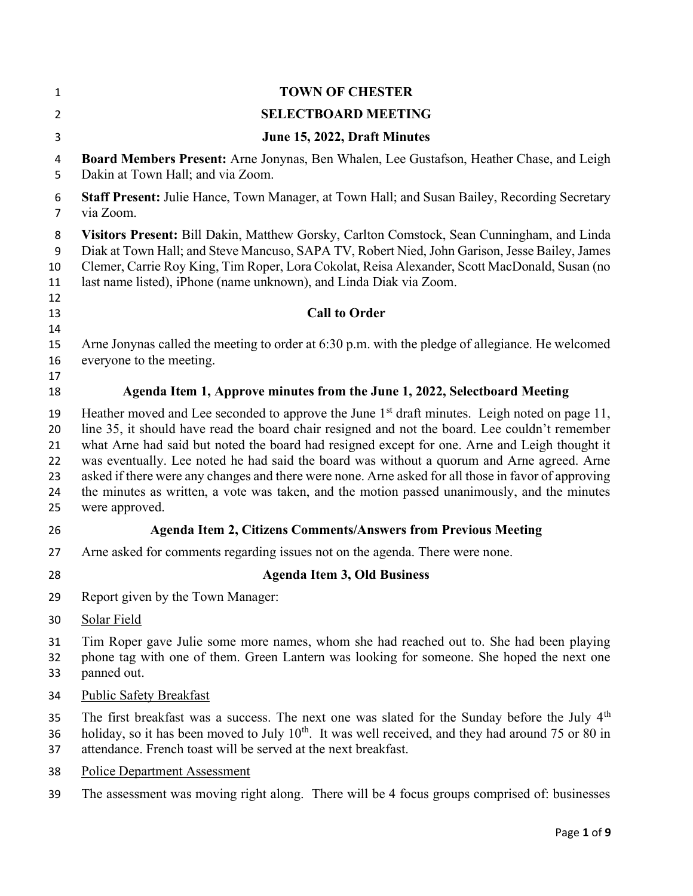# TOWN OF CHESTER

## SELECTBOARD MEETING

### June 15, 2022, Draft Minutes

**Board Members Present:** Arne Jonynas, Ben Whalen, Lee Gustafson, Heather Chase, and Leigh Dakin at Town Hall; and via Zoom.

**Staff Present:** Julie Hance, Town Manager, at Town Hall; and Susan Bailey, Recording Secretary via Zoom.

**Visitors Present:** Bill Dakin, Matthew Gorsky, Carlton Comstock, Sean Cunningham, and Linda Diak at Town Hall; and Steve Mancuso, SAPA TV, Robert Nied, John Garison, Jesse Bailey, James Clemer, Carrie Roy King, Tim Roper, Lora Cokolat, Reisa Alexander, Scott MacDonald, Susan (no last name listed), iPhone (name unknown), and Linda Diak via Zoom.

### Call to Order

Arne Jonynas called the meeting to order at 6:30 p.m. with the pledge of allegiance. He welcomed everyone to the meeting.

### Agenda Item 1, Approve minutes from the June 1, 2022, Selectboard Meeting

Heather moved and Lee seconded to approve the June 1st draft minutes. Leigh noted on page 11, line 35, it should have read the board chair resigned and not the board. Lee couldn't remember what Arne had said but noted the board had resigned except for one. Arne and Leigh thought it was eventually. Lee noted he had said the board was without a quorum and Arne agreed. Arne asked if there were any changes and there were none. Arne asked for all those in favor of approving the minutes as written, a vote was taken, and the motion passed unanimously, and the minutes were approved.

### Agenda Item 2, Citizens Comments/Answers from Previous Meeting

Arne asked for comments regarding issues not on the agenda. There were none.

### Agenda Item 3, Old Business

Report given by the Town Manager:

Solar Field

Tim Roper gave Julie some more names, whom she had reached out to. She had been playing phone tag with one of them. Green Lantern was looking for someone. She hoped the next one panned out.

Public Safety Breakfast

The first breakfast was a success. The next one was slated for the Sunday before the July 4th holiday, so it has been moved to July 10th. It was well received, and they had around 75 or 80 in attendance. French toast will be served at the next breakfast.

Police Department Assessment

The assessment was moving right along. There will be 4 focus groups comprised of: businesses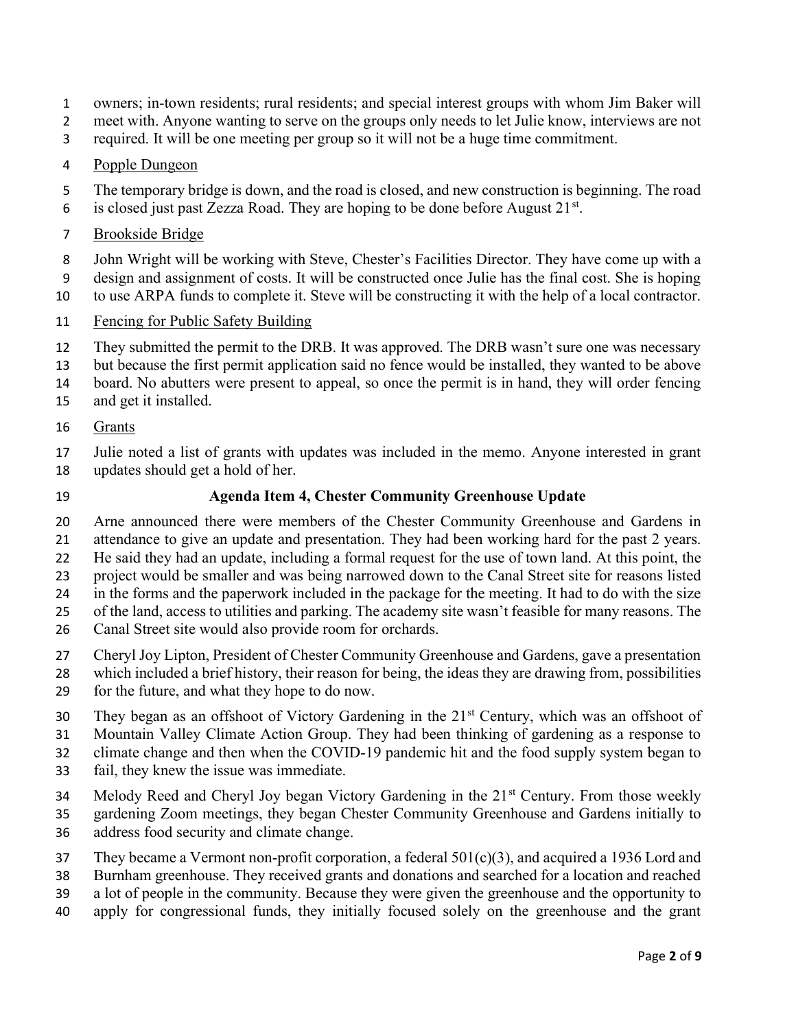owners; in-town residents; rural residents; and special interest groups with whom Jim Baker will meet with. Anyone wanting to serve on the groups only needs to let Julie know, interviews are not required. It will be one meeting per group so it will not be a huge time commitment.

Popple Dungeon

The temporary bridge is down, and the road is closed, and new construction is beginning. The road is closed just past Zezza Road. They are hoping to be done before August 21st.

Brookside Bridge

John Wright will be working with Steve, Chester's Facilities Director. They have come up with a design and assignment of costs. It will be constructed once Julie has the final cost. She is hoping to use ARPA funds to complete it. Steve will be constructing it with the help of a local contractor.

Fencing for Public Safety Building

They submitted the permit to the DRB. It was approved. The DRB wasn't sure one was necessary but because the first permit application said no fence would be installed, they wanted to be above board. No abutters were present to appeal, so once the permit is in hand, they will order fencing and get it installed.

Grants

Julie noted a list of grants with updates was included in the memo. Anyone interested in grant updates should get a hold of her.

**Agenda Item 4, Chester Community Greenhouse Update**

Arne announced there were members of the Chester Community Greenhouse and Gardens in attendance to give an update and presentation. They had been working hard for the past 2 years. He said they had an update, including a formal request for the use of town land. At this point, the project would be smaller and was being narrowed down to the Canal Street site for reasons listed in the forms and the paperwork included in the package for the meeting. It had to do with the size of the land, access to utilities and parking. The academy site wasn't feasible for many reasons. The Canal Street site would also provide room for orchards.

Cheryl Joy Lipton, President of Chester Community Greenhouse and Gardens, gave a presentation which included a brief history, their reason for being, the ideas they are drawing from, possibilities for the future, and what they hope to do now.

They began as an offshoot of Victory Gardening in the 21st Century, which was an offshoot of Mountain Valley Climate Action Group. They had been thinking of gardening as a response to climate change and then when the COVID-19 pandemic hit and the food supply system began to fail, they knew the issue was immediate.

Melody Reed and Cheryl Joy began Victory Gardening in the 21st Century. From those weekly gardening Zoom meetings, they began Chester Community Greenhouse and Gardens initially to address food security and climate change.

They became a Vermont non-profit corporation, a federal 501(c)(3), and acquired a 1936 Lord and Burnham greenhouse. They received grants and donations and searched for a location and reached a lot of people in the community. Because they were given the greenhouse and the opportunity to apply for congressional funds, they initially focused solely on the greenhouse and the grant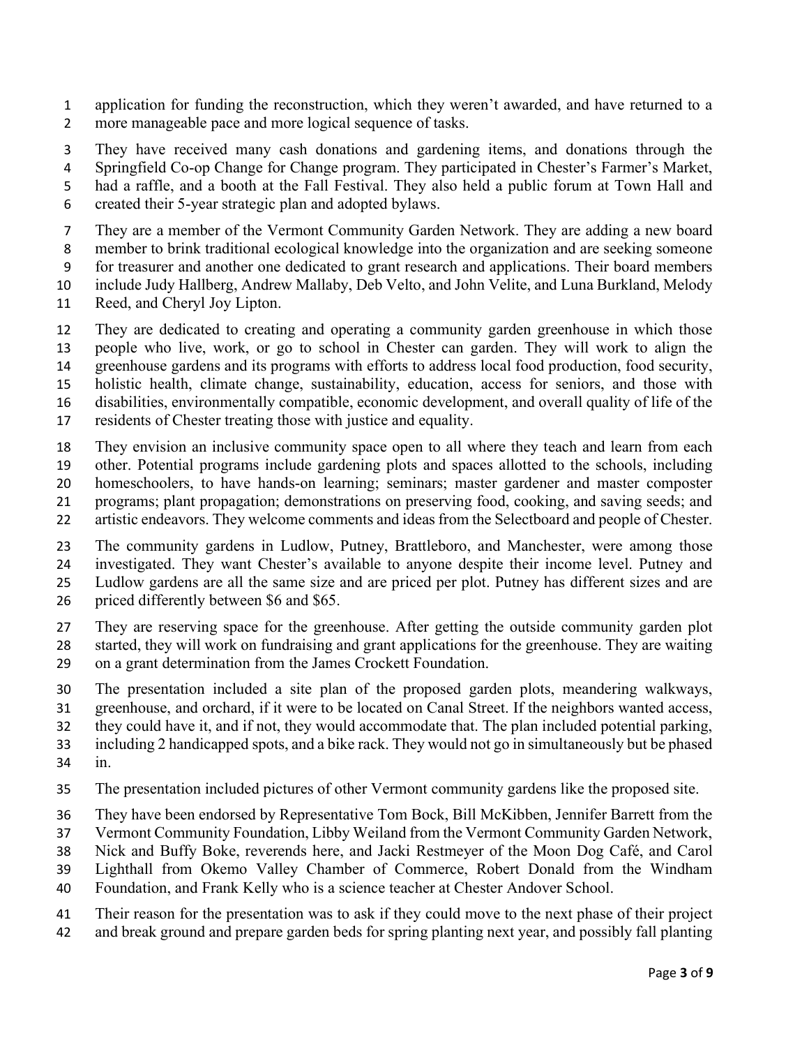application for funding the reconstruction, which they weren't awarded, and have returned to a more manageable pace and more logical sequence of tasks.

They have received many cash donations and gardening items, and donations through the Springfield Co-op Change for Change program. They participated in Chester's Farmer's Market, had a raffle, and a booth at the Fall Festival. They also held a public forum at Town Hall and created their 5-year strategic plan and adopted bylaws.

They are a member of the Vermont Community Garden Network. They are adding a new board member to brink traditional ecological knowledge into the organization and are seeking someone for treasurer and another one dedicated to grant research and applications. Their board members include Judy Hallberg, Andrew Mallaby, Deb Velto, and John Velite, and Luna Burkland, Melody Reed, and Cheryl Joy Lipton.

They are dedicated to creating and operating a community garden greenhouse in which those people who live, work, or go to school in Chester can garden. They will work to align the greenhouse gardens and its programs with efforts to address local food production, food security, holistic health, climate change, sustainability, education, access for seniors, and those with disabilities, environmentally compatible, economic development, and overall quality of life of the residents of Chester treating those with justice and equality.

They envision an inclusive community space open to all where they teach and learn from each other. Potential programs include gardening plots and spaces allotted to the schools, including homeschoolers, to have hands-on learning; seminars; master gardener and master composter programs; plant propagation; demonstrations on preserving food, cooking, and saving seeds; and artistic endeavors. They welcome comments and ideas from the Selectboard and people of Chester.

The community gardens in Ludlow, Putney, Brattleboro, and Manchester, were among those investigated. They want Chester's available to anyone despite their income level. Putney and Ludlow gardens are all the same size and are priced per plot. Putney has different sizes and are priced differently between $6 and $65.

They are reserving space for the greenhouse. After getting the outside community garden plot started, they will work on fundraising and grant applications for the greenhouse. They are waiting on a grant determination from the James Crockett Foundation.

The presentation included a site plan of the proposed garden plots, meandering walkways, greenhouse, and orchard, if it were to be located on Canal Street. If the neighbors wanted access, they could have it, and if not, they would accommodate that. The plan included potential parking, including 2 handicapped spots, and a bike rack. They would not go in simultaneously but be phased in.

The presentation included pictures of other Vermont community gardens like the proposed site.

They have been endorsed by Representative Tom Bock, Bill McKibben, Jennifer Barrett from the Vermont Community Foundation, Libby Weiland from the Vermont Community Garden Network, Nick and Buffy Boke, reverends here, and Jacki Restmeyer of the Moon Dog Café, and Carol Lighthall from Okemo Valley Chamber of Commerce, Robert Donald from the Windham Foundation, and Frank Kelly who is a science teacher at Chester Andover School.

Their reason for the presentation was to ask if they could move to the next phase of their project and break ground and prepare garden beds for spring planting next year, and possibly fall planting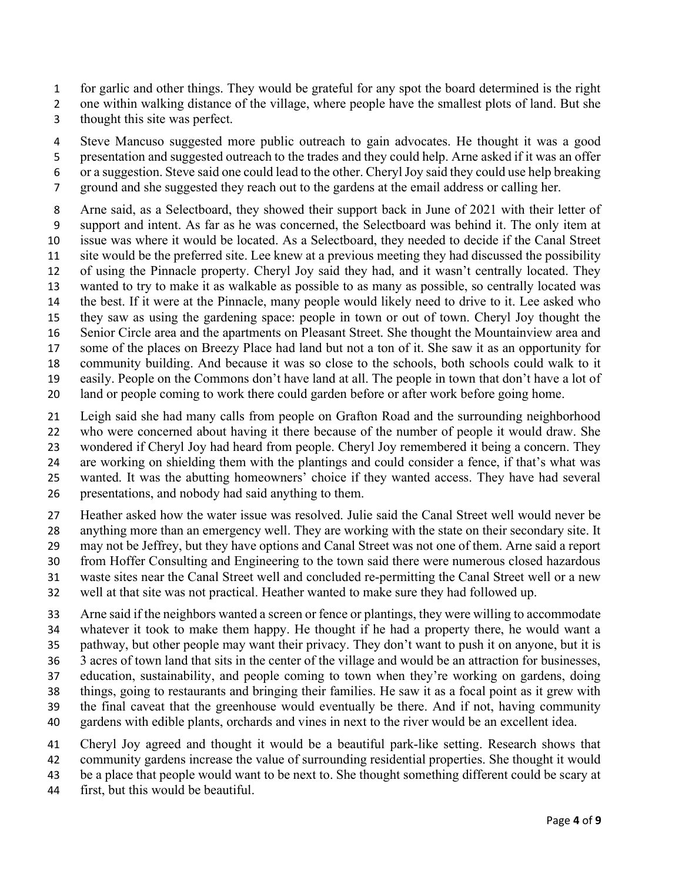for garlic and other things. They would be grateful for any spot the board determined is the right one within walking distance of the village, where people have the smallest plots of land. But she thought this site was perfect.

Steve Mancuso suggested more public outreach to gain advocates. He thought it was a good presentation and suggested outreach to the trades and they could help. Arne asked if it was an offer or a suggestion. Steve said one could lead to the other. Cheryl Joy said they could use help breaking ground and she suggested they reach out to the gardens at the email address or calling her.

Arne said, as a Selectboard, they showed their support back in June of 2021 with their letter of support and intent. As far as he was concerned, the Selectboard was behind it. The only item at issue was where it would be located. As a Selectboard, they needed to decide if the Canal Street site would be the preferred site. Lee knew at a previous meeting they had discussed the possibility of using the Pinnacle property. Cheryl Joy said they had, and it wasn't centrally located. They wanted to try to make it as walkable as possible to as many as possible, so centrally located was the best. If it were at the Pinnacle, many people would likely need to drive to it. Lee asked who they saw as using the gardening space: people in town or out of town. Cheryl Joy thought the Senior Circle area and the apartments on Pleasant Street. She thought the Mountainview area and some of the places on Breezy Place had land but not a ton of it. She saw it as an opportunity for community building. And because it was so close to the schools, both schools could walk to it easily. People on the Commons don't have land at all. The people in town that don't have a lot of land or people coming to work there could garden before or after work before going home.

Leigh said she had many calls from people on Grafton Road and the surrounding neighborhood who were concerned about having it there because of the number of people it would draw. She wondered if Cheryl Joy had heard from people. Cheryl Joy remembered it being a concern. They are working on shielding them with the plantings and could consider a fence, if that's what was wanted. It was the abutting homeowners' choice if they wanted access. They have had several presentations, and nobody had said anything to them.

Heather asked how the water issue was resolved. Julie said the Canal Street well would never be anything more than an emergency well. They are working with the state on their secondary site. It may not be Jeffrey, but they have options and Canal Street was not one of them. Arne said a report from Hoffer Consulting and Engineering to the town said there were numerous closed hazardous waste sites near the Canal Street well and concluded re-permitting the Canal Street well or a new well at that site was not practical. Heather wanted to make sure they had followed up.

Arne said if the neighbors wanted a screen or fence or plantings, they were willing to accommodate whatever it took to make them happy. He thought if he had a property there, he would want a pathway, but other people may want their privacy. They don't want to push it on anyone, but it is 3 acres of town land that sits in the center of the village and would be an attraction for businesses, education, sustainability, and people coming to town when they're working on gardens, doing things, going to restaurants and bringing their families. He saw it as a focal point as it grew with the final caveat that the greenhouse would eventually be there. And if not, having community gardens with edible plants, orchards and vines in next to the river would be an excellent idea.

Cheryl Joy agreed and thought it would be a beautiful park-like setting. Research shows that community gardens increase the value of surrounding residential properties. She thought it would be a place that people would want to be next to. She thought something different could be scary at first, but this would be beautiful.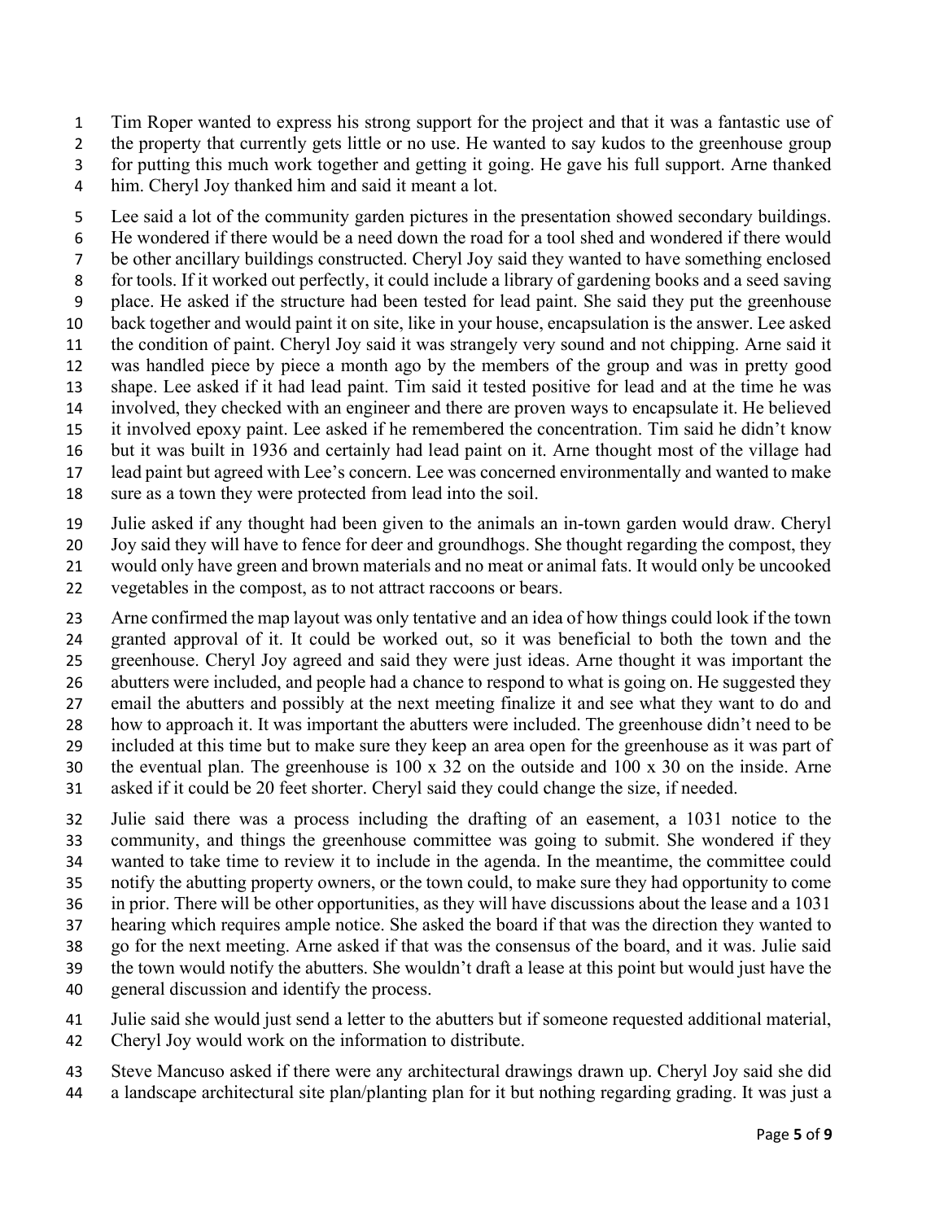Tim Roper wanted to express his strong support for the project and that it was a fantastic use of the property that currently gets little or no use. He wanted to say kudos to the greenhouse group for putting this much work together and getting it going. He gave his full support. Arne thanked him. Cheryl Joy thanked him and said it meant a lot.

Lee said a lot of the community garden pictures in the presentation showed secondary buildings. He wondered if there would be a need down the road for a tool shed and wondered if there would be other ancillary buildings constructed. Cheryl Joy said they wanted to have something enclosed for tools. If it worked out perfectly, it could include a library of gardening books and a seed saving place. He asked if the structure had been tested for lead paint. She said they put the greenhouse back together and would paint it on site, like in your house, encapsulation is the answer. Lee asked the condition of paint. Cheryl Joy said it was strangely very sound and not chipping. Arne said it was handled piece by piece a month ago by the members of the group and was in pretty good shape. Lee asked if it had lead paint. Tim said it tested positive for lead and at the time he was involved, they checked with an engineer and there are proven ways to encapsulate it. He believed it involved epoxy paint. Lee asked if he remembered the concentration. Tim said he didn't know but it was built in 1936 and certainly had lead paint on it. Arne thought most of the village had lead paint but agreed with Lee's concern. Lee was concerned environmentally and wanted to make sure as a town they were protected from lead into the soil.

Julie asked if any thought had been given to the animals an in-town garden would draw. Cheryl Joy said they will have to fence for deer and groundhogs. She thought regarding the compost, they would only have green and brown materials and no meat or animal fats. It would only be uncooked vegetables in the compost, as to not attract raccoons or bears.

Arne confirmed the map layout was only tentative and an idea of how things could look if the town granted approval of it. It could be worked out, so it was beneficial to both the town and the greenhouse. Cheryl Joy agreed and said they were just ideas. Arne thought it was important the abutters were included, and people had a chance to respond to what is going on. He suggested they email the abutters and possibly at the next meeting finalize it and see what they want to do and how to approach it. It was important the abutters were included. The greenhouse didn't need to be included at this time but to make sure they keep an area open for the greenhouse as it was part of the eventual plan. The greenhouse is 100 x 32 on the outside and 100 x 30 on the inside. Arne asked if it could be 20 feet shorter. Cheryl said they could change the size, if needed.

Julie said there was a process including the drafting of an easement, a 1031 notice to the community, and things the greenhouse committee was going to submit. She wondered if they wanted to take time to review it to include in the agenda. In the meantime, the committee could notify the abutting property owners, or the town could, to make sure they had opportunity to come in prior. There will be other opportunities, as they will have discussions about the lease and a 1031 hearing which requires ample notice. She asked the board if that was the direction they wanted to go for the next meeting. Arne asked if that was the consensus of the board, and it was. Julie said the town would notify the abutters. She wouldn't draft a lease at this point but would just have the general discussion and identify the process.

Julie said she would just send a letter to the abutters but if someone requested additional material, Cheryl Joy would work on the information to distribute.

Steve Mancuso asked if there were any architectural drawings drawn up. Cheryl Joy said she did a landscape architectural site plan/planting plan for it but nothing regarding grading. It was just a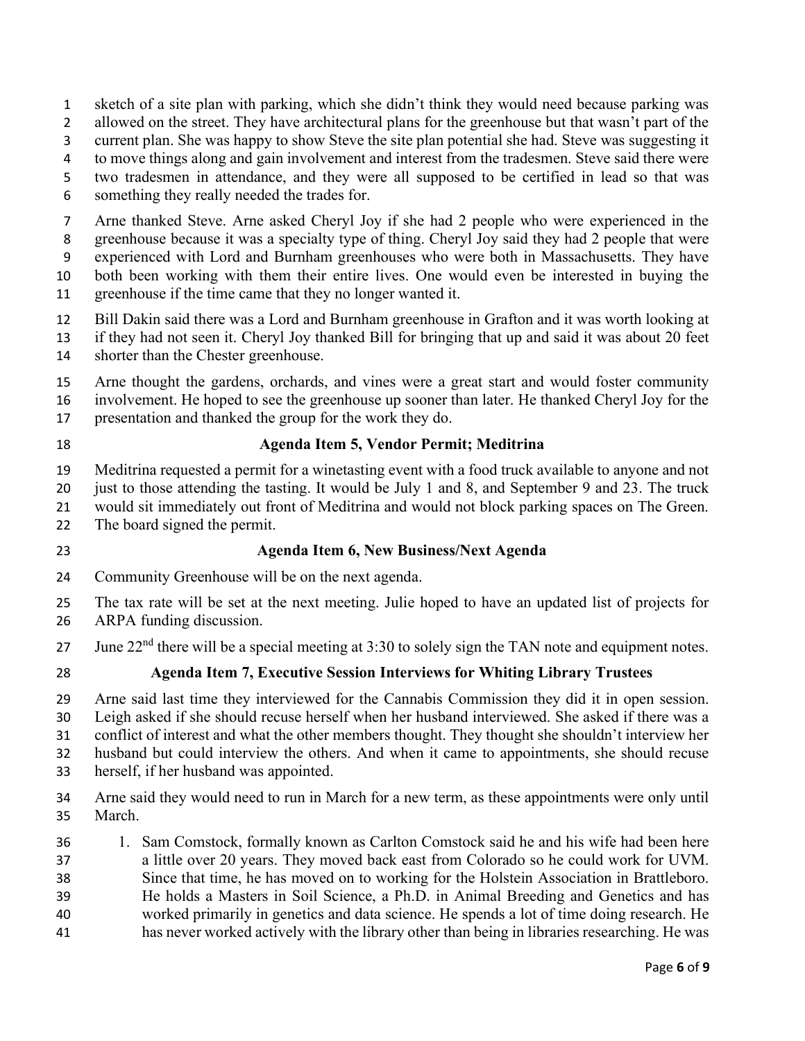sketch of a site plan with parking, which she didn't think they would need because parking was allowed on the street. They have architectural plans for the greenhouse but that wasn't part of the current plan. She was happy to show Steve the site plan potential she had. Steve was suggesting it to move things along and gain involvement and interest from the tradesmen. Steve said there were two tradesmen in attendance, and they were all supposed to be certified in lead so that was something they really needed the trades for.

Arne thanked Steve. Arne asked Cheryl Joy if she had 2 people who were experienced in the greenhouse because it was a specialty type of thing. Cheryl Joy said they had 2 people that were experienced with Lord and Burnham greenhouses who were both in Massachusetts. They have both been working with them their entire lives. One would even be interested in buying the greenhouse if the time came that they no longer wanted it.

Bill Dakin said there was a Lord and Burnham greenhouse in Grafton and it was worth looking at if they had not seen it. Cheryl Joy thanked Bill for bringing that up and said it was about 20 feet shorter than the Chester greenhouse.

Arne thought the gardens, orchards, and vines were a great start and would foster community involvement. He hoped to see the greenhouse up sooner than later. He thanked Cheryl Joy for the presentation and thanked the group for the work they do.

**Agenda Item 5, Vendor Permit; Meditrina**

Meditrina requested a permit for a winetasting event with a food truck available to anyone and not just to those attending the tasting. It would be July 1 and 8, and September 9 and 23. The truck would sit immediately out front of Meditrina and would not block parking spaces on The Green. The board signed the permit.

**Agenda Item 6, New Business/Next Agenda**

Community Greenhouse will be on the next agenda.

The tax rate will be set at the next meeting. Julie hoped to have an updated list of projects for ARPA funding discussion.

June 22nd there will be a special meeting at 3:30 to solely sign the TAN note and equipment notes.

**Agenda Item 7, Executive Session Interviews for Whiting Library Trustees**

Arne said last time they interviewed for the Cannabis Commission they did it in open session. Leigh asked if she should recuse herself when her husband interviewed. She asked if there was a conflict of interest and what the other members thought. They thought she shouldn't interview her husband but could interview the others. And when it came to appointments, she should recuse herself, if her husband was appointed.

Arne said they would need to run in March for a new term, as these appointments were only until March.

1. Sam Comstock, formally known as Carlton Comstock said he and his wife had been here a little over 20 years. They moved back east from Colorado so he could work for UVM. Since that time, he has moved on to working for the Holstein Association in Brattleboro. He holds a Masters in Soil Science, a Ph.D. in Animal Breeding and Genetics and has worked primarily in genetics and data science. He spends a lot of time doing research. He has never worked actively with the library other than being in libraries researching. He was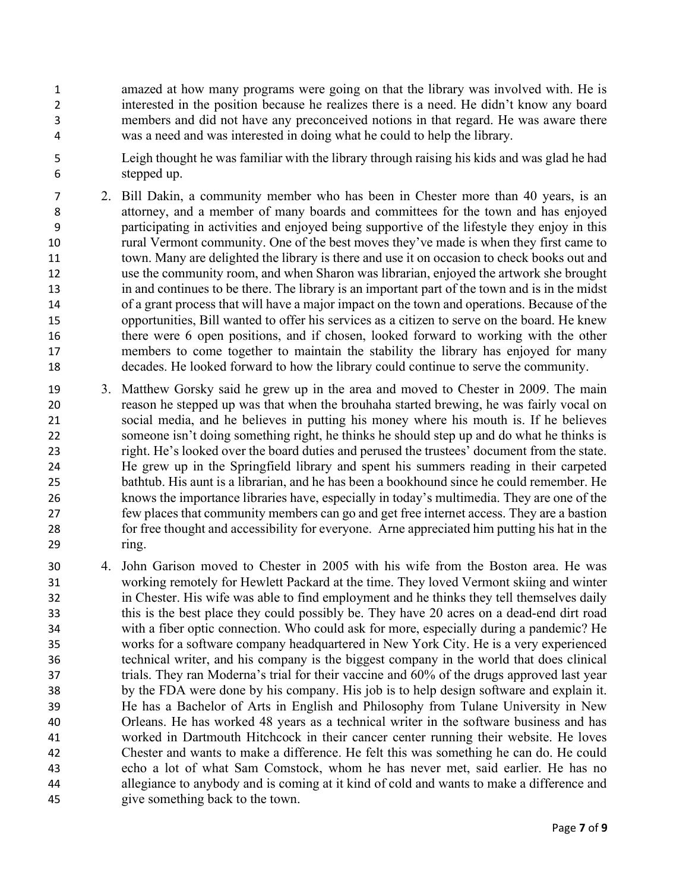amazed at how many programs were going on that the library was involved with. He is interested in the position because he realizes there is a need. He didn't know any board members and did not have any preconceived notions in that regard. He was aware there was a need and was interested in doing what he could to help the library.

Leigh thought he was familiar with the library through raising his kids and was glad he had stepped up.

2. Bill Dakin, a community member who has been in Chester more than 40 years, is an attorney, and a member of many boards and committees for the town and has enjoyed participating in activities and enjoyed being supportive of the lifestyle they enjoy in this rural Vermont community. One of the best moves they've made is when they first came to town. Many are delighted the library is there and use it on occasion to check books out and use the community room, and when Sharon was librarian, enjoyed the artwork she brought in and continues to be there. The library is an important part of the town and is in the midst of a grant process that will have a major impact on the town and operations. Because of the opportunities, Bill wanted to offer his services as a citizen to serve on the board. He knew there were 6 open positions, and if chosen, looked forward to working with the other members to come together to maintain the stability the library has enjoyed for many decades. He looked forward to how the library could continue to serve the community.

3. Matthew Gorsky said he grew up in the area and moved to Chester in 2009. The main reason he stepped up was that when the brouhaha started brewing, he was fairly vocal on social media, and he believes in putting his money where his mouth is. If he believes someone isn't doing something right, he thinks he should step up and do what he thinks is right. He's looked over the board duties and perused the trustees' document from the state. He grew up in the Springfield library and spent his summers reading in their carpeted bathtub. His aunt is a librarian, and he has been a bookhound since he could remember. He knows the importance libraries have, especially in today's multimedia. They are one of the few places that community members can go and get free internet access. They are a bastion for free thought and accessibility for everyone. Arne appreciated him putting his hat in the ring.

4. John Garison moved to Chester in 2005 with his wife from the Boston area. He was working remotely for Hewlett Packard at the time. They loved Vermont skiing and winter in Chester. His wife was able to find employment and he thinks they tell themselves daily this is the best place they could possibly be. They have 20 acres on a dead-end dirt road with a fiber optic connection. Who could ask for more, especially during a pandemic? He works for a software company headquartered in New York City. He is a very experienced technical writer, and his company is the biggest company in the world that does clinical trials. They ran Moderna's trial for their vaccine and 60% of the drugs approved last year by the FDA were done by his company. His job is to help design software and explain it. He has a Bachelor of Arts in English and Philosophy from Tulane University in New Orleans. He has worked 48 years as a technical writer in the software business and has worked in Dartmouth Hitchcock in their cancer center running their website. He loves Chester and wants to make a difference. He felt this was something he can do. He could echo a lot of what Sam Comstock, whom he has never met, said earlier. He has no allegiance to anybody and is coming at it kind of cold and wants to make a difference and give something back to the town.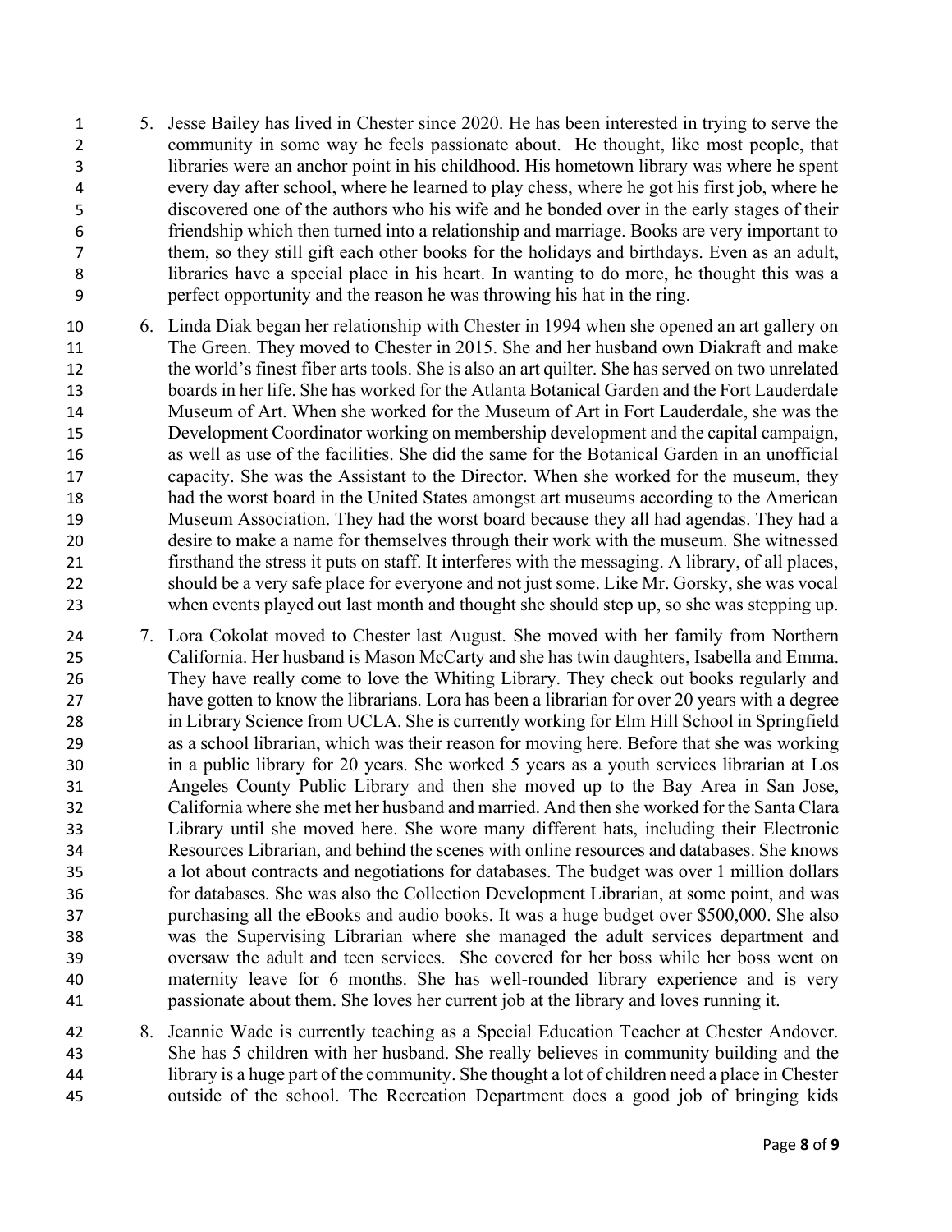5. Jesse Bailey has lived in Chester since 2020. He has been interested in trying to serve the community in some way he feels passionate about. He thought, like most people, that libraries were an anchor point in his childhood. His hometown library was where he spent every day after school, where he learned to play chess, where he got his first job, where he discovered one of the authors who his wife and he bonded over in the early stages of their friendship which then turned into a relationship and marriage. Books are very important to them, so they still gift each other books for the holidays and birthdays. Even as an adult, libraries have a special place in his heart. In wanting to do more, he thought this was a perfect opportunity and the reason he was throwing his hat in the ring.

6. Linda Diak began her relationship with Chester in 1994 when she opened an art gallery on The Green. They moved to Chester in 2015. She and her husband own Diakraft and make the world's finest fiber arts tools. She is also an art quilter. She has served on two unrelated boards in her life. She has worked for the Atlanta Botanical Garden and the Fort Lauderdale Museum of Art. When she worked for the Museum of Art in Fort Lauderdale, she was the Development Coordinator working on membership development and the capital campaign, as well as use of the facilities. She did the same for the Botanical Garden in an unofficial capacity. She was the Assistant to the Director. When she worked for the museum, they had the worst board in the United States amongst art museums according to the American Museum Association. They had the worst board because they all had agendas. They had a desire to make a name for themselves through their work with the museum. She witnessed firsthand the stress it puts on staff. It interferes with the messaging. A library, of all places, should be a very safe place for everyone and not just some. Like Mr. Gorsky, she was vocal when events played out last month and thought she should step up, so she was stepping up.

7. Lora Cokolat moved to Chester last August. She moved with her family from Northern California. Her husband is Mason McCarty and she has twin daughters, Isabella and Emma. They have really come to love the Whiting Library. They check out books regularly and have gotten to know the librarians. Lora has been a librarian for over 20 years with a degree in Library Science from UCLA. She is currently working for Elm Hill School in Springfield as a school librarian, which was their reason for moving here. Before that she was working in a public library for 20 years. She worked 5 years as a youth services librarian at Los Angeles County Public Library and then she moved up to the Bay Area in San Jose, California where she met her husband and married. And then she worked for the Santa Clara Library until she moved here. She wore many different hats, including their Electronic Resources Librarian, and behind the scenes with online resources and databases. She knows a lot about contracts and negotiations for databases. The budget was over 1 million dollars for databases. She was also the Collection Development Librarian, at some point, and was purchasing all the eBooks and audio books. It was a huge budget over $500,000. She also was the Supervising Librarian where she managed the adult services department and oversaw the adult and teen services. She covered for her boss while her boss went on maternity leave for 6 months. She has well-rounded library experience and is very passionate about them. She loves her current job at the library and loves running it.

8. Jeannie Wade is currently teaching as a Special Education Teacher at Chester Andover. She has 5 children with her husband. She really believes in community building and the library is a huge part of the community. She thought a lot of children need a place in Chester outside of the school. The Recreation Department does a good job of bringing kids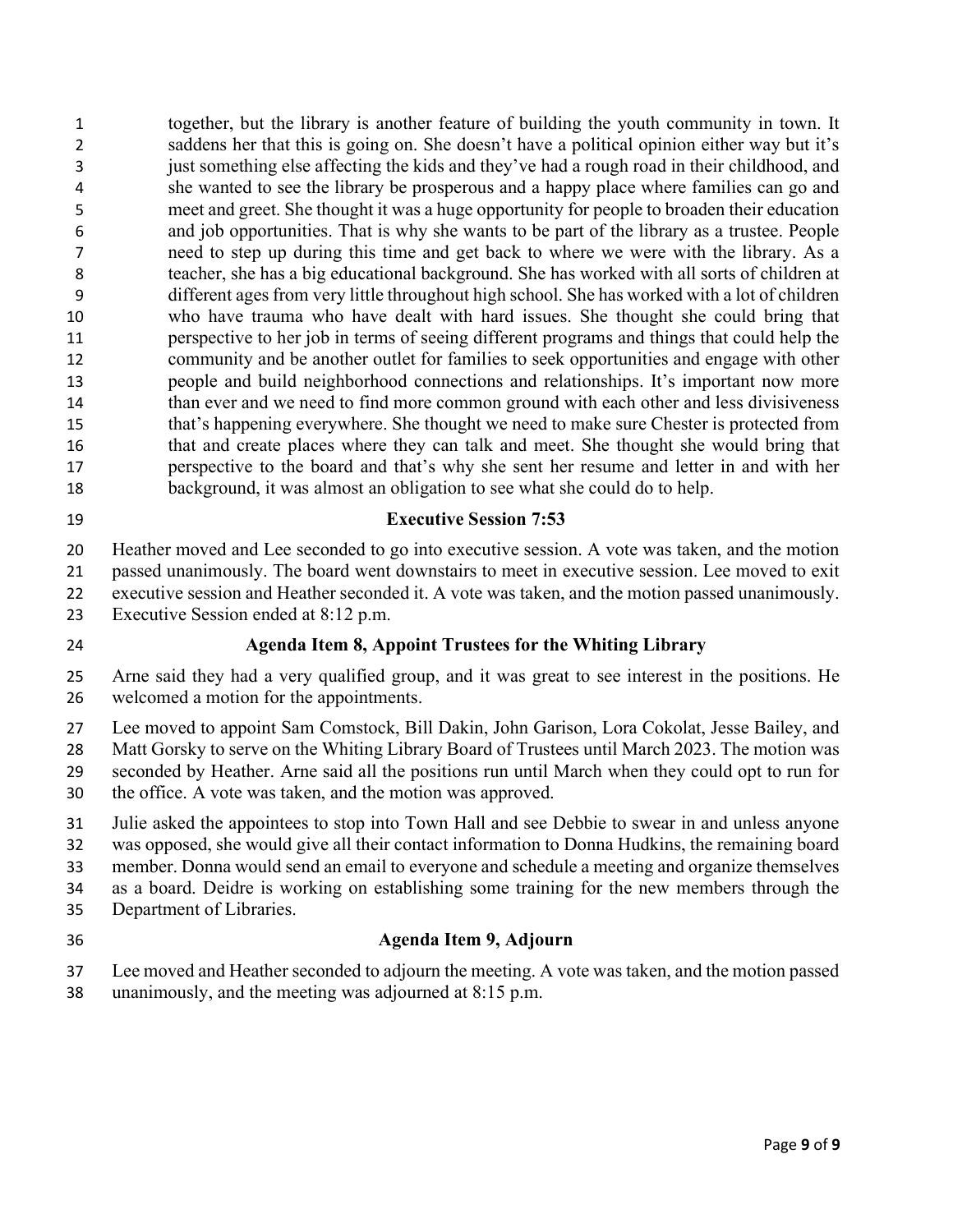together, but the library is another feature of building the youth community in town. It saddens her that this is going on. She doesn't have a political opinion either way but it's just something else affecting the kids and they've had a rough road in their childhood, and she wanted to see the library be prosperous and a happy place where families can go and meet and greet. She thought it was a huge opportunity for people to broaden their education and job opportunities. That is why she wants to be part of the library as a trustee. People need to step up during this time and get back to where we were with the library. As a teacher, she has a big educational background. She has worked with all sorts of children at different ages from very little throughout high school. She has worked with a lot of children who have trauma who have dealt with hard issues. She thought she could bring that perspective to her job in terms of seeing different programs and things that could help the community and be another outlet for families to seek opportunities and engage with other people and build neighborhood connections and relationships. It's important now more than ever and we need to find more common ground with each other and less divisiveness that's happening everywhere. She thought we need to make sure Chester is protected from that and create places where they can talk and meet. She thought she would bring that perspective to the board and that's why she sent her resume and letter in and with her background, it was almost an obligation to see what she could do to help.

**Executive Session 7:53**

Heather moved and Lee seconded to go into executive session. A vote was taken, and the motion passed unanimously. The board went downstairs to meet in executive session. Lee moved to exit executive session and Heather seconded it. A vote was taken, and the motion passed unanimously. Executive Session ended at 8:12 p.m.

**Agenda Item 8, Appoint Trustees for the Whiting Library**

Arne said they had a very qualified group, and it was great to see interest in the positions. He welcomed a motion for the appointments.

Lee moved to appoint Sam Comstock, Bill Dakin, John Garison, Lora Cokolat, Jesse Bailey, and Matt Gorsky to serve on the Whiting Library Board of Trustees until March 2023. The motion was seconded by Heather. Arne said all the positions run until March when they could opt to run for the office. A vote was taken, and the motion was approved.

Julie asked the appointees to stop into Town Hall and see Debbie to swear in and unless anyone was opposed, she would give all their contact information to Donna Hudkins, the remaining board member. Donna would send an email to everyone and schedule a meeting and organize themselves as a board. Deidre is working on establishing some training for the new members through the Department of Libraries.

**Agenda Item 9, Adjourn**

Lee moved and Heather seconded to adjourn the meeting. A vote was taken, and the motion passed unanimously, and the meeting was adjourned at 8:15 p.m.